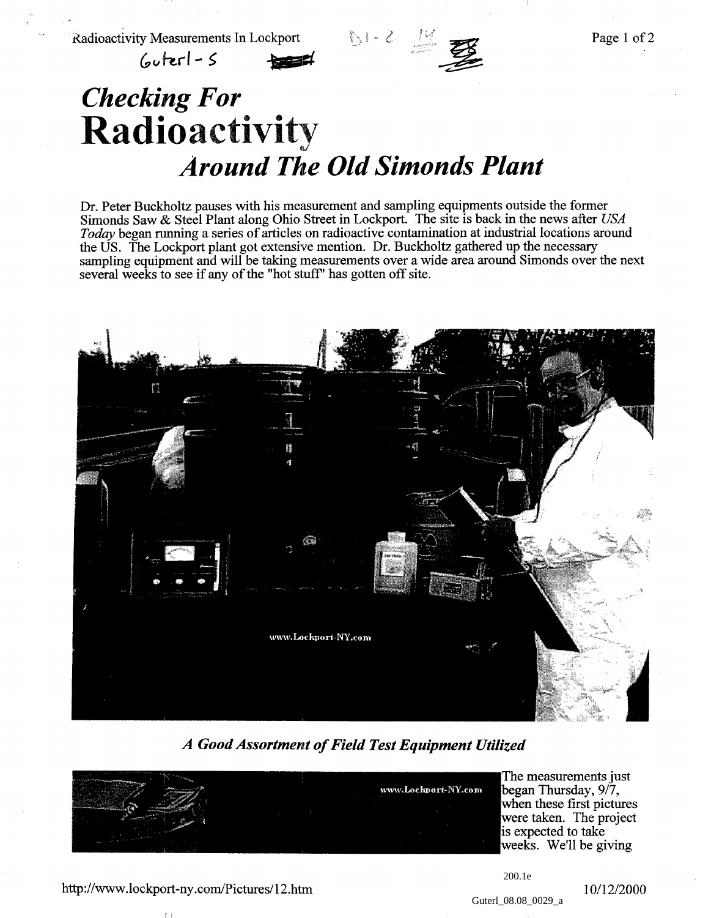# *Checking For*
# Radioactivity
## *Around The Old Simonds Plant*

Dr. Peter Buckholtz pauses with his measurement and sampling equipments outside the former Simonds Saw & Steel Plant along Ohio Street in Lockport. The site is back in the news after *USA Today* began running a series of articles on radioactive contamination at industrial locations around the US. The Lockport plant got extensive mention. Dr. Buckholtz gathered up the necessary sampling equipment and will be taking measurements over a wide area around Simonds over the next several weeks to see if any of the "hot stuff" has gotten off site.

***A Good Assortment of Field Test Equipment Utilized***

The measurements just began Thursday, 9/7, when these first pictures were taken. The project is expected to take weeks. We'll be giving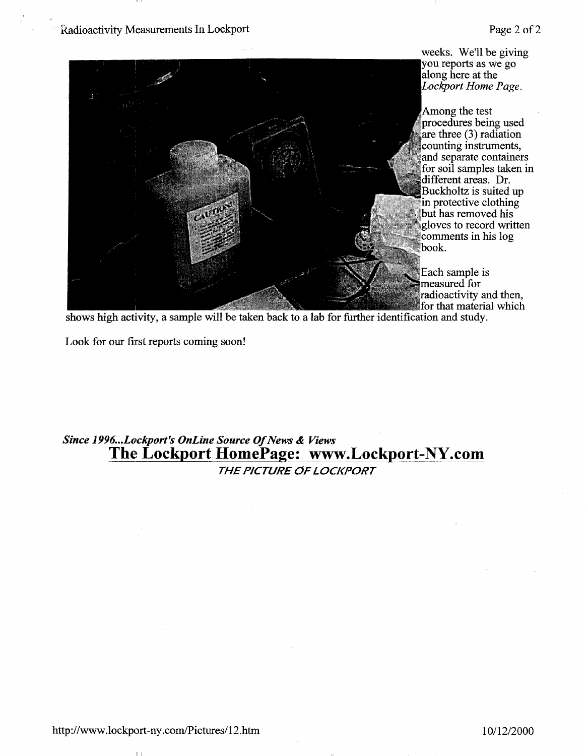weeks. We'll be giving you reports as we go along here at the *Lockport Home Page*.

Among the test procedures being used are three (3) radiation counting instruments, and separate containers for soil samples taken in different areas. Dr. Buckholtz is suited up in protective clothing but has removed his gloves to record written comments in his log book.

Each sample is measured for radioactivity and then, for that material which shows high activity, a sample will be taken back to a lab for further identification and study.

Look for our first reports coming soon!

***Since 1996...Lockport's OnLine Source Of News & Views***

**The Lockport HomePage: www.Lockport-NY.com**

*THE PICTURE OF LOCKPORT*